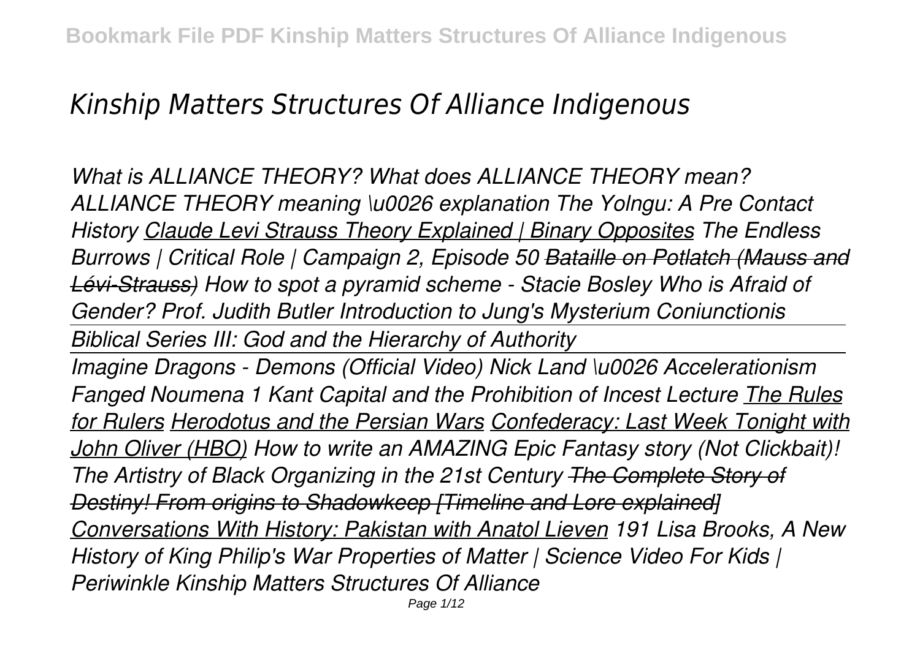# *Kinship Matters Structures Of Alliance Indigenous*

*What is ALLIANCE THEORY? What does ALLIANCE THEORY mean? ALLIANCE THEORY meaning \u0026 explanation The Yolngu: A Pre Contact History Claude Levi Strauss Theory Explained | Binary Opposites The Endless Burrows | Critical Role | Campaign 2, Episode 50 ~~Bataille on Potlatch (Mauss and Lévi-Strauss)~~ How to spot a pyramid scheme - Stacie Bosley Who is Afraid of Gender? Prof. Judith Butler Introduction to Jung's Mysterium Coniunctionis*

*Biblical Series III: God and the Hierarchy of Authority*

*Imagine Dragons - Demons (Official Video) Nick Land \u0026 Accelerationism Fanged Noumena 1 Kant Capital and the Prohibition of Incest Lecture The Rules for Rulers Herodotus and the Persian Wars Confederacy: Last Week Tonight with John Oliver (HBO) How to write an AMAZING Epic Fantasy story (Not Clickbait)! The Artistry of Black Organizing in the 21st Century ~~The Complete Story of Destiny! From origins to Shadowkeep [Timeline and Lore explained]~~ Conversations With History: Pakistan with Anatol Lieven 191 Lisa Brooks, A New History of King Philip's War Properties of Matter | Science Video For Kids | Periwinkle Kinship Matters Structures Of Alliance*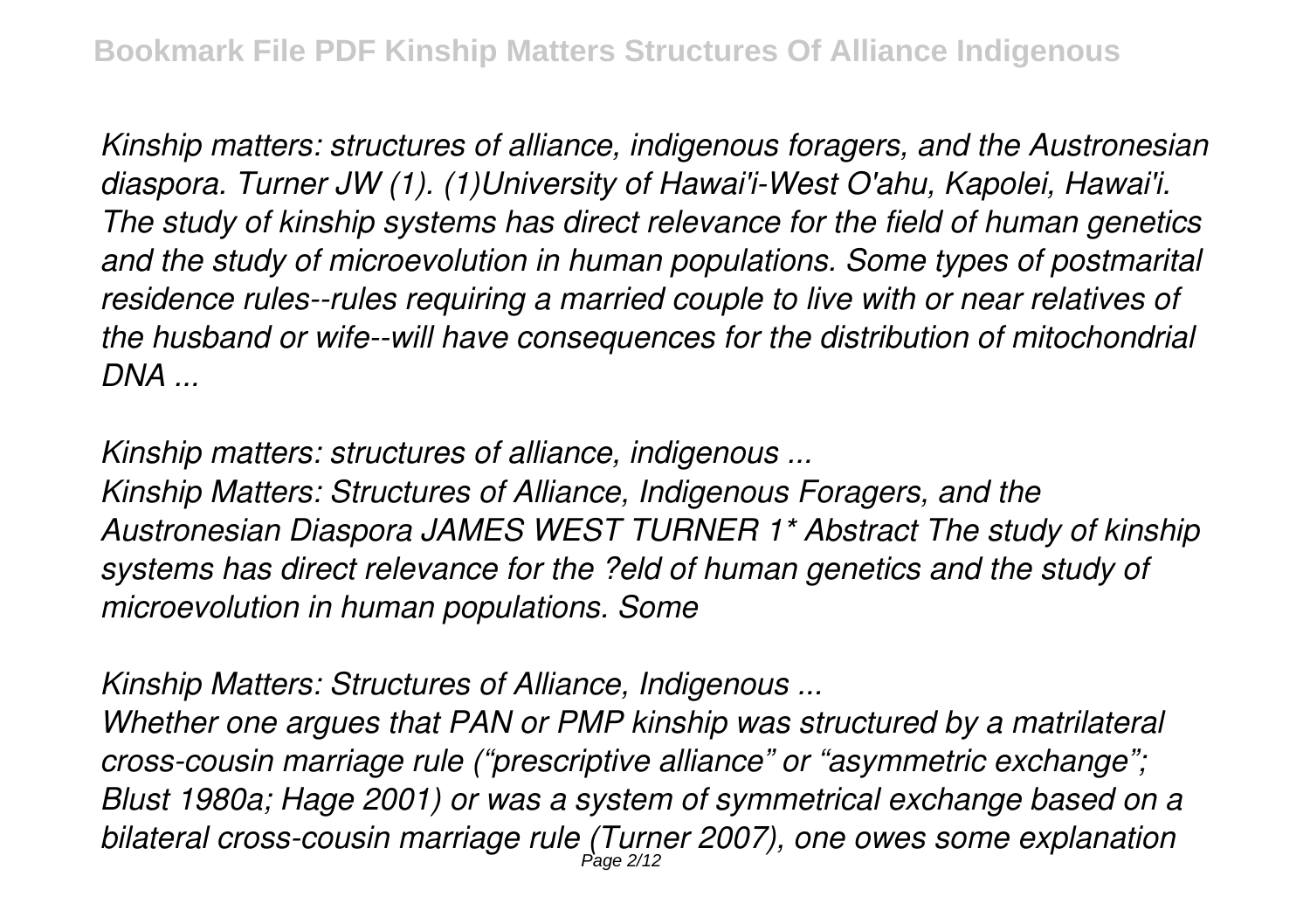*Kinship matters: structures of alliance, indigenous foragers, and the Austronesian diaspora. Turner JW (1). (1)University of Hawai'i-West O'ahu, Kapolei, Hawai'i. The study of kinship systems has direct relevance for the field of human genetics and the study of microevolution in human populations. Some types of postmarital residence rules--rules requiring a married couple to live with or near relatives of the husband or wife--will have consequences for the distribution of mitochondrial DNA ...*

*Kinship matters: structures of alliance, indigenous ...*

*Kinship Matters: Structures of Alliance, Indigenous Foragers, and the Austronesian Diaspora JAMES WEST TURNER 1\* Abstract The study of kinship systems has direct relevance for the ?eld of human genetics and the study of microevolution in human populations. Some*

*Kinship Matters: Structures of Alliance, Indigenous ...*

*Whether one argues that PAN or PMP kinship was structured by a matrilateral cross-cousin marriage rule ("prescriptive alliance" or "asymmetric exchange"; Blust 1980a; Hage 2001) or was a system of symmetrical exchange based on a bilateral cross-cousin marriage rule (Turner 2007), one owes some explanation*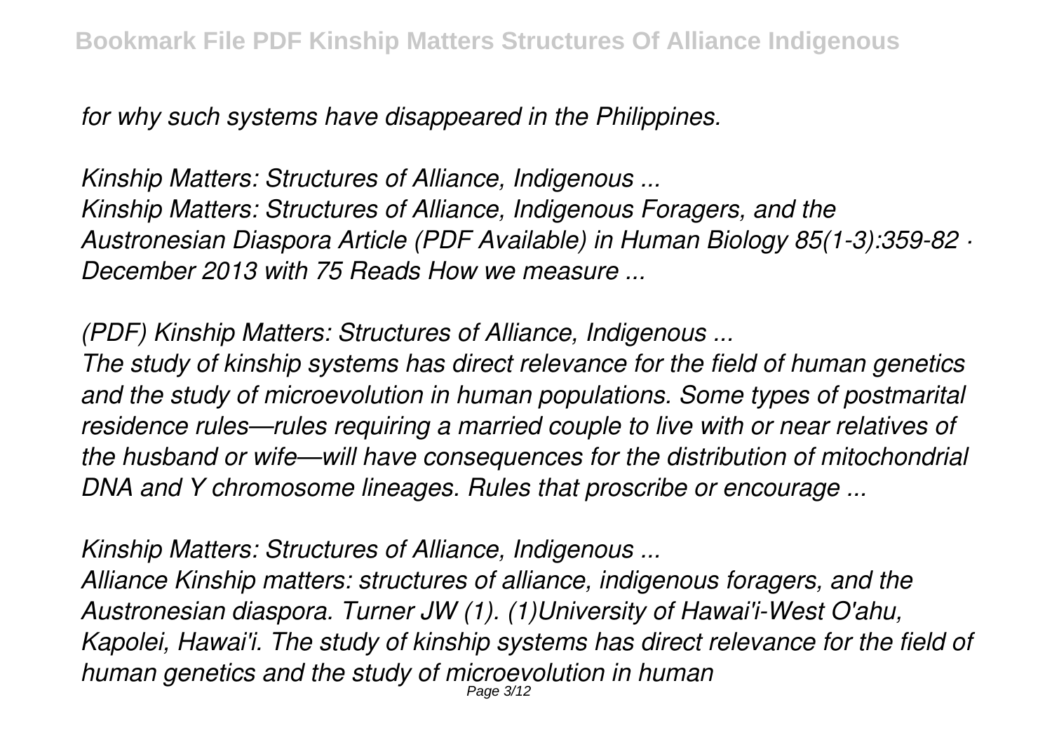*for why such systems have disappeared in the Philippines.*

*Kinship Matters: Structures of Alliance, Indigenous ...*
*Kinship Matters: Structures of Alliance, Indigenous Foragers, and the Austronesian Diaspora Article (PDF Available) in Human Biology 85(1-3):359-82 · December 2013 with 75 Reads How we measure ...*

*(PDF) Kinship Matters: Structures of Alliance, Indigenous ...*
*The study of kinship systems has direct relevance for the field of human genetics and the study of microevolution in human populations. Some types of postmarital residence rules—rules requiring a married couple to live with or near relatives of the husband or wife—will have consequences for the distribution of mitochondrial DNA and Y chromosome lineages. Rules that proscribe or encourage ...*

*Kinship Matters: Structures of Alliance, Indigenous ...*
*Alliance Kinship matters: structures of alliance, indigenous foragers, and the Austronesian diaspora. Turner JW (1). (1)University of Hawai'i-West O'ahu, Kapolei, Hawai'i. The study of kinship systems has direct relevance for the field of human genetics and the study of microevolution in human*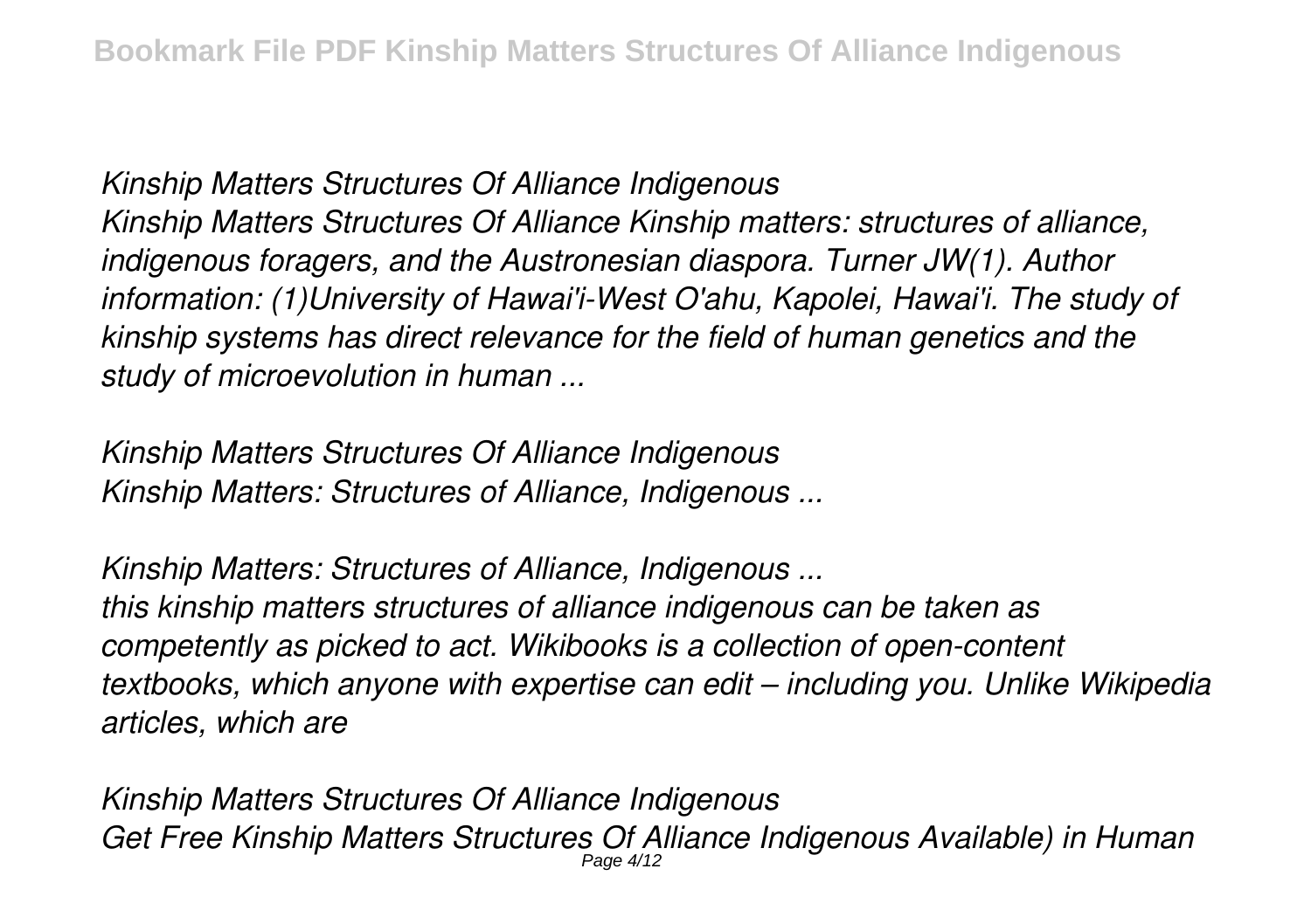*Kinship Matters Structures Of Alliance Indigenous*

*Kinship Matters Structures Of Alliance Kinship matters: structures of alliance, indigenous foragers, and the Austronesian diaspora. Turner JW(1). Author information: (1)University of Hawai'i-West O'ahu, Kapolei, Hawai'i. The study of kinship systems has direct relevance for the field of human genetics and the study of microevolution in human ...*

*Kinship Matters Structures Of Alliance Indigenous*

*Kinship Matters: Structures of Alliance, Indigenous ...*

*Kinship Matters: Structures of Alliance, Indigenous ...*

*this kinship matters structures of alliance indigenous can be taken as competently as picked to act. Wikibooks is a collection of open-content textbooks, which anyone with expertise can edit – including you. Unlike Wikipedia articles, which are*

*Kinship Matters Structures Of Alliance Indigenous*

*Get Free Kinship Matters Structures Of Alliance Indigenous Available) in Human*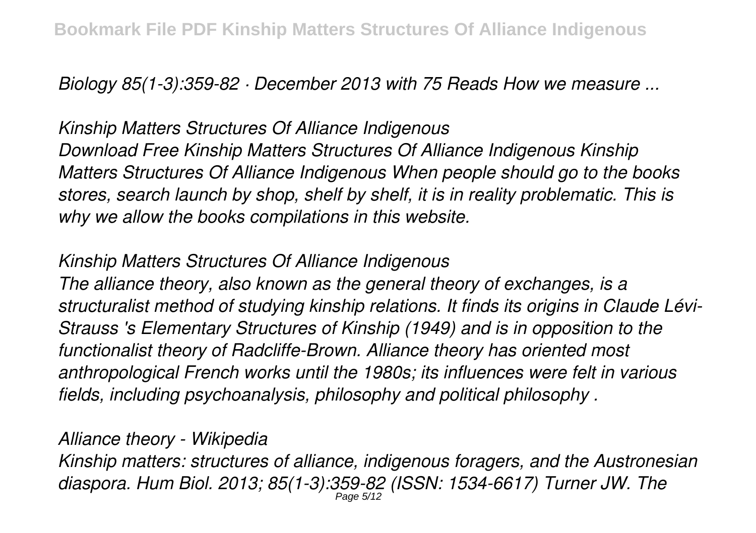*Biology 85(1-3):359-82 · December 2013 with 75 Reads How we measure ...*

*Kinship Matters Structures Of Alliance Indigenous*

*Download Free Kinship Matters Structures Of Alliance Indigenous Kinship Matters Structures Of Alliance Indigenous When people should go to the books stores, search launch by shop, shelf by shelf, it is in reality problematic. This is why we allow the books compilations in this website.*

*Kinship Matters Structures Of Alliance Indigenous*

*The alliance theory, also known as the general theory of exchanges, is a structuralist method of studying kinship relations. It finds its origins in Claude Lévi-Strauss 's Elementary Structures of Kinship (1949) and is in opposition to the functionalist theory of Radcliffe-Brown. Alliance theory has oriented most anthropological French works until the 1980s; its influences were felt in various fields, including psychoanalysis, philosophy and political philosophy .*

*Alliance theory - Wikipedia*

*Kinship matters: structures of alliance, indigenous foragers, and the Austronesian diaspora. Hum Biol. 2013; 85(1-3):359-82 (ISSN: 1534-6617) Turner JW. The*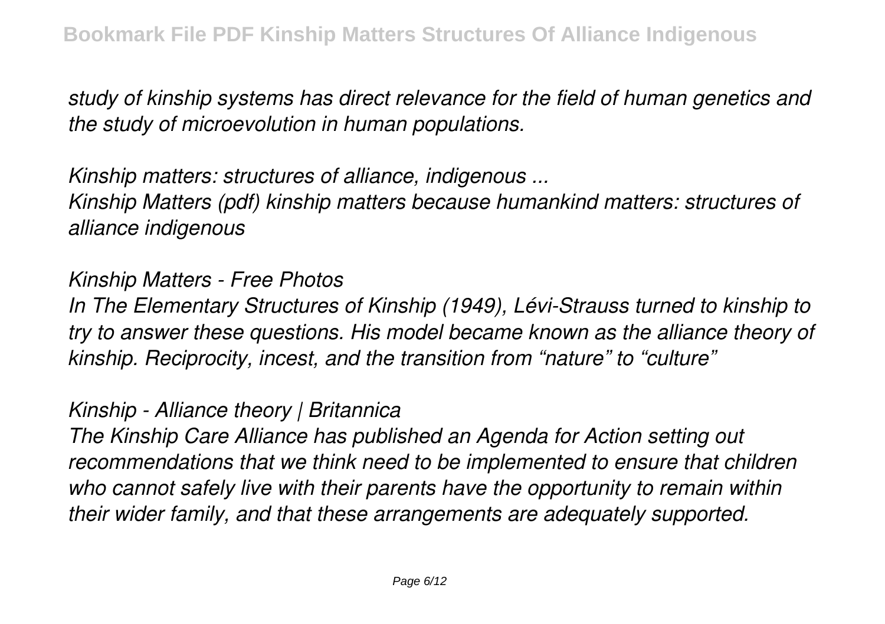*study of kinship systems has direct relevance for the field of human genetics and the study of microevolution in human populations.*

*Kinship matters: structures of alliance, indigenous ...*
*Kinship Matters (pdf) kinship matters because humankind matters: structures of alliance indigenous*

*Kinship Matters - Free Photos*
*In The Elementary Structures of Kinship (1949), Lévi-Strauss turned to kinship to try to answer these questions. His model became known as the alliance theory of kinship. Reciprocity, incest, and the transition from "nature" to "culture"*

*Kinship - Alliance theory | Britannica*
*The Kinship Care Alliance has published an Agenda for Action setting out recommendations that we think need to be implemented to ensure that children who cannot safely live with their parents have the opportunity to remain within their wider family, and that these arrangements are adequately supported.*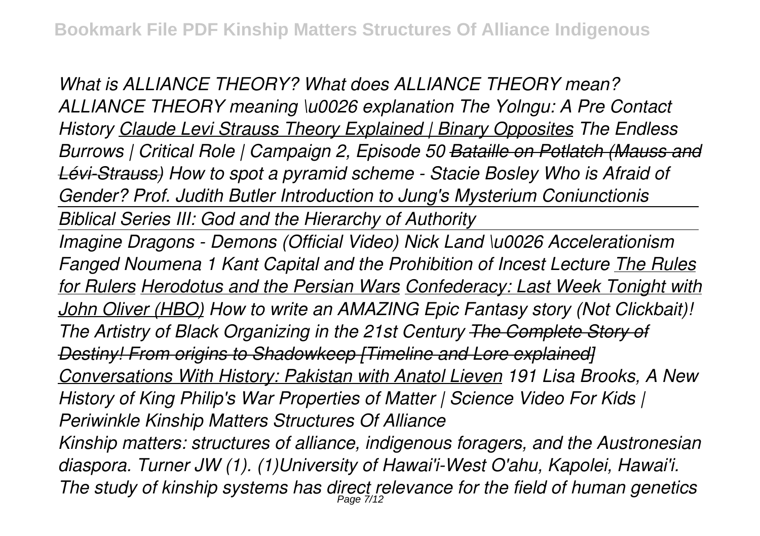*What is ALLIANCE THEORY? What does ALLIANCE THEORY mean? ALLIANCE THEORY meaning \u0026 explanation The Yolngu: A Pre Contact History* *Claude Levi Strauss Theory Explained | Binary Opposites* *The Endless Burrows | Critical Role | Campaign 2, Episode 50* *~~Bataille on Potlatch (Mauss and Lévi-Strauss)~~* *How to spot a pyramid scheme - Stacie Bosley Who is Afraid of Gender? Prof. Judith Butler Introduction to Jung's Mysterium Coniunctionis*

*Biblical Series III: God and the Hierarchy of Authority*

*Imagine Dragons - Demons (Official Video) Nick Land \u0026 Accelerationism Fanged Noumena 1 Kant Capital and the Prohibition of Incest Lecture* *The Rules for Rulers* *Herodotus and the Persian Wars* *Confederacy: Last Week Tonight with John Oliver (HBO)* *How to write an AMAZING Epic Fantasy story (Not Clickbait)! The Artistry of Black Organizing in the 21st Century* *~~The Complete Story of Destiny! From origins to Shadowkeep [Timeline and Lore explained]~~* *Conversations With History: Pakistan with Anatol Lieven* *191 Lisa Brooks, A New History of King Philip's War Properties of Matter | Science Video For Kids | Periwinkle Kinship Matters Structures Of Alliance*

*Kinship matters: structures of alliance, indigenous foragers, and the Austronesian diaspora. Turner JW (1). (1)University of Hawai'i-West O'ahu, Kapolei, Hawai'i. The study of kinship systems has direct relevance for the field of human genetics*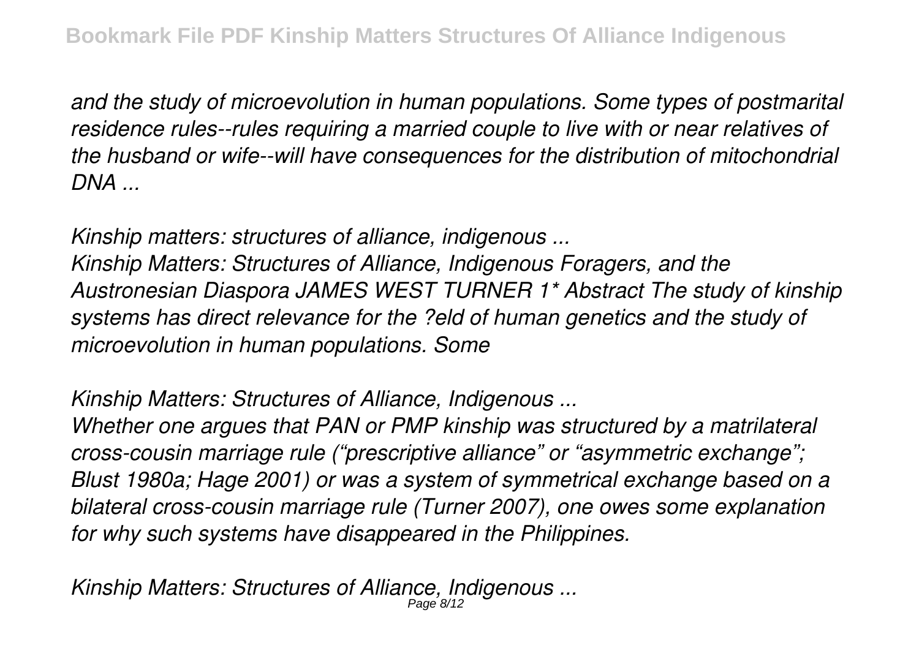*and the study of microevolution in human populations. Some types of postmarital residence rules--rules requiring a married couple to live with or near relatives of the husband or wife--will have consequences for the distribution of mitochondrial DNA ...*

*Kinship matters: structures of alliance, indigenous ...*

*Kinship Matters: Structures of Alliance, Indigenous Foragers, and the Austronesian Diaspora JAMES WEST TURNER 1* Abstract The study of kinship systems has direct relevance for the ?eld of human genetics and the study of microevolution in human populations. Some*

*Kinship Matters: Structures of Alliance, Indigenous ...*

*Whether one argues that PAN or PMP kinship was structured by a matrilateral cross-cousin marriage rule ("prescriptive alliance" or "asymmetric exchange"; Blust 1980a; Hage 2001) or was a system of symmetrical exchange based on a bilateral cross-cousin marriage rule (Turner 2007), one owes some explanation for why such systems have disappeared in the Philippines.*

*Kinship Matters: Structures of Alliance, Indigenous ...*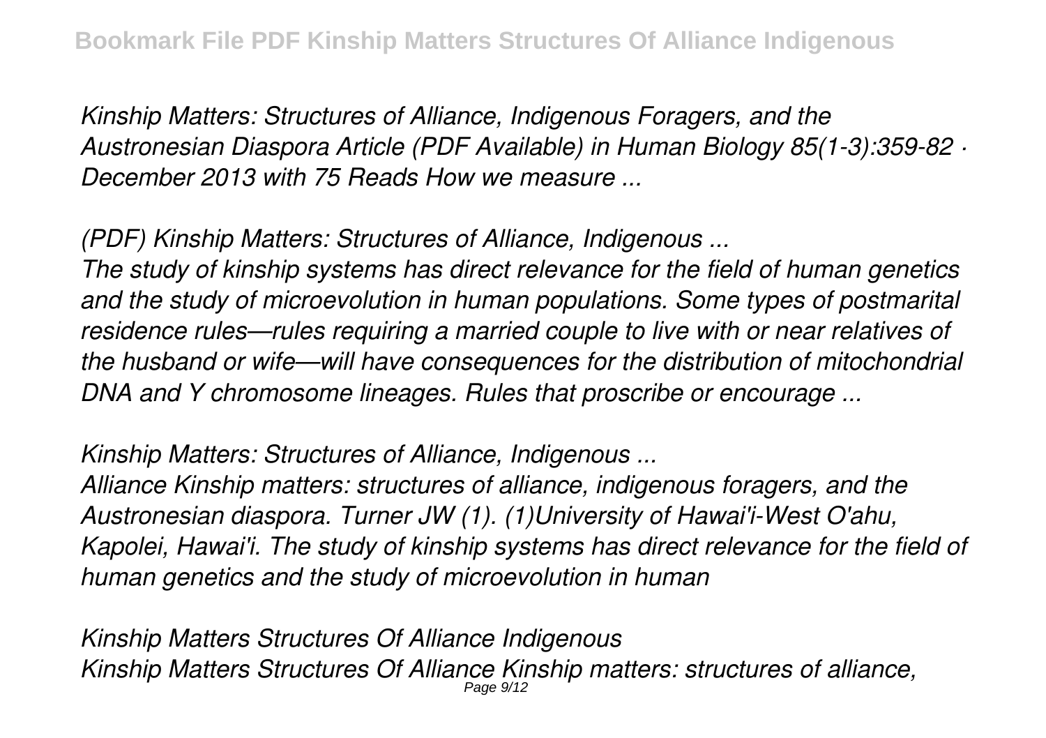*Kinship Matters: Structures of Alliance, Indigenous Foragers, and the Austronesian Diaspora Article (PDF Available) in Human Biology 85(1-3):359-82 · December 2013 with 75 Reads How we measure ...*

*(PDF) Kinship Matters: Structures of Alliance, Indigenous ...*

*The study of kinship systems has direct relevance for the field of human genetics and the study of microevolution in human populations. Some types of postmarital residence rules—rules requiring a married couple to live with or near relatives of the husband or wife—will have consequences for the distribution of mitochondrial DNA and Y chromosome lineages. Rules that proscribe or encourage ...*

*Kinship Matters: Structures of Alliance, Indigenous ...*

*Alliance Kinship matters: structures of alliance, indigenous foragers, and the Austronesian diaspora. Turner JW (1). (1)University of Hawai'i-West O'ahu, Kapolei, Hawai'i. The study of kinship systems has direct relevance for the field of human genetics and the study of microevolution in human*

*Kinship Matters Structures Of Alliance Indigenous*

*Kinship Matters Structures Of Alliance Kinship matters: structures of alliance,*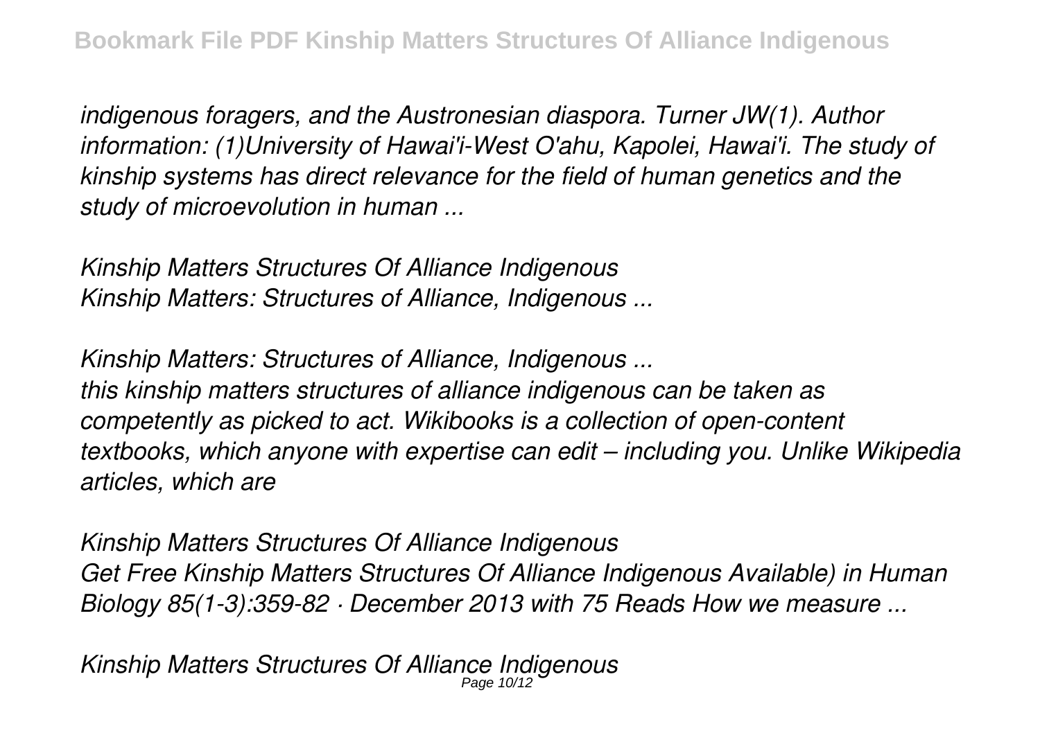*indigenous foragers, and the Austronesian diaspora. Turner JW(1). Author information: (1)University of Hawai'i-West O'ahu, Kapolei, Hawai'i. The study of kinship systems has direct relevance for the field of human genetics and the study of microevolution in human ...*

*Kinship Matters Structures Of Alliance Indigenous*
*Kinship Matters: Structures of Alliance, Indigenous ...*

*Kinship Matters: Structures of Alliance, Indigenous ...*
*this kinship matters structures of alliance indigenous can be taken as competently as picked to act. Wikibooks is a collection of open-content textbooks, which anyone with expertise can edit – including you. Unlike Wikipedia articles, which are*

*Kinship Matters Structures Of Alliance Indigenous*
*Get Free Kinship Matters Structures Of Alliance Indigenous Available) in Human Biology 85(1-3):359-82 · December 2013 with 75 Reads How we measure ...*

*Kinship Matters Structures Of Alliance Indigenous*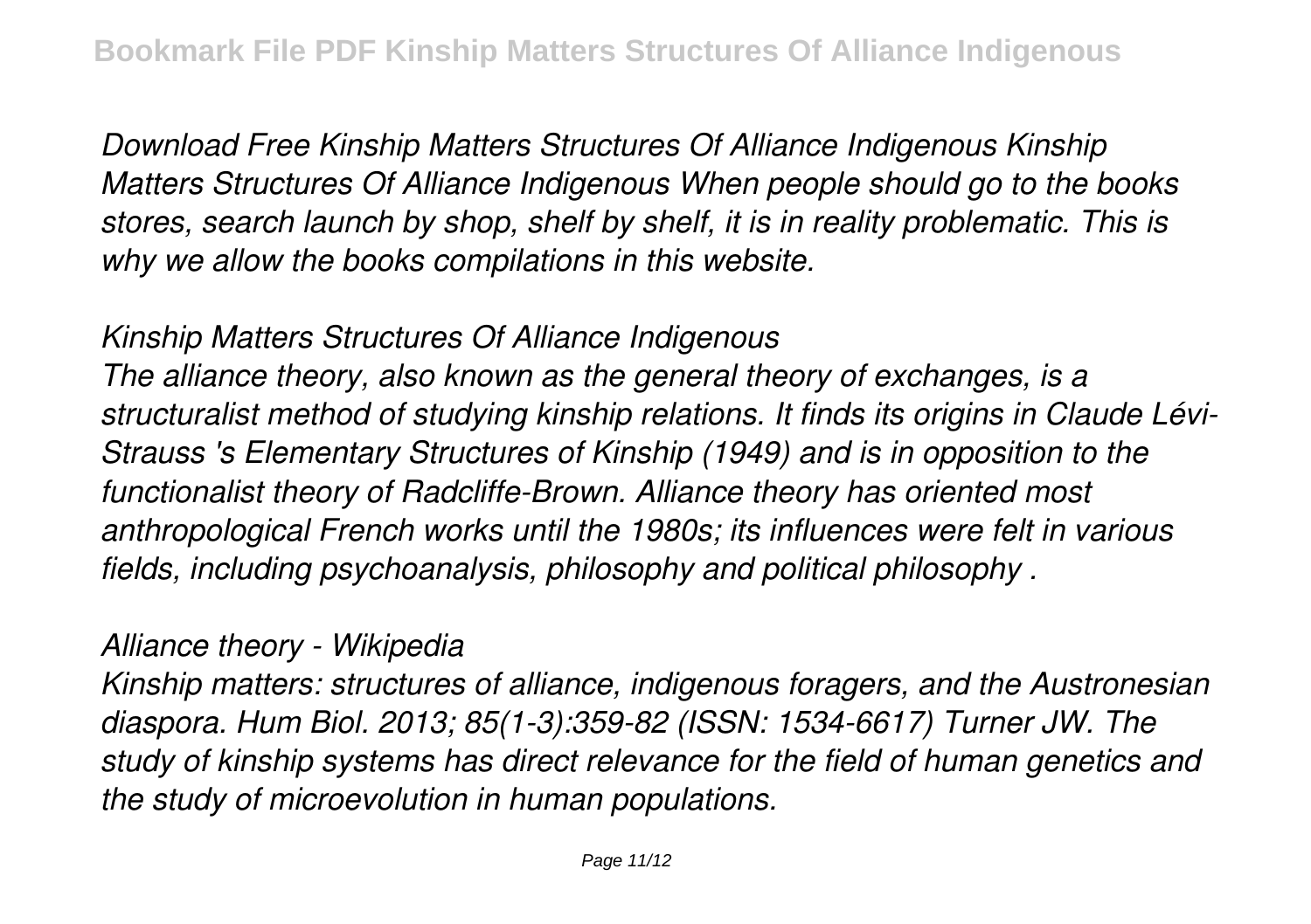*Download Free Kinship Matters Structures Of Alliance Indigenous Kinship Matters Structures Of Alliance Indigenous When people should go to the books stores, search launch by shop, shelf by shelf, it is in reality problematic. This is why we allow the books compilations in this website.*

*Kinship Matters Structures Of Alliance Indigenous*

*The alliance theory, also known as the general theory of exchanges, is a structuralist method of studying kinship relations. It finds its origins in Claude Lévi-Strauss 's Elementary Structures of Kinship (1949) and is in opposition to the functionalist theory of Radcliffe-Brown. Alliance theory has oriented most anthropological French works until the 1980s; its influences were felt in various fields, including psychoanalysis, philosophy and political philosophy .*

*Alliance theory - Wikipedia*

*Kinship matters: structures of alliance, indigenous foragers, and the Austronesian diaspora. Hum Biol. 2013; 85(1-3):359-82 (ISSN: 1534-6617) Turner JW. The study of kinship systems has direct relevance for the field of human genetics and the study of microevolution in human populations.*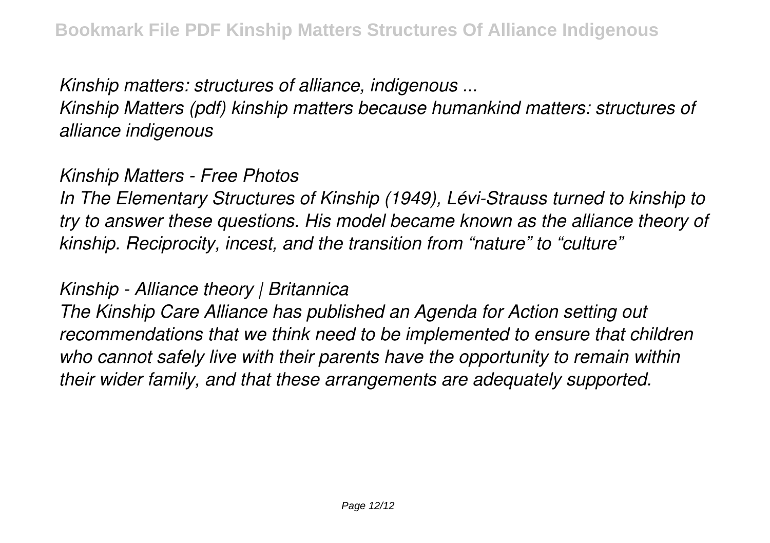*Kinship matters: structures of alliance, indigenous ...*
*Kinship Matters (pdf) kinship matters because humankind matters: structures of alliance indigenous*

*Kinship Matters - Free Photos*
*In The Elementary Structures of Kinship (1949), Lévi-Strauss turned to kinship to try to answer these questions. His model became known as the alliance theory of kinship. Reciprocity, incest, and the transition from "nature" to "culture"*

*Kinship - Alliance theory | Britannica*
*The Kinship Care Alliance has published an Agenda for Action setting out recommendations that we think need to be implemented to ensure that children who cannot safely live with their parents have the opportunity to remain within their wider family, and that these arrangements are adequately supported.*